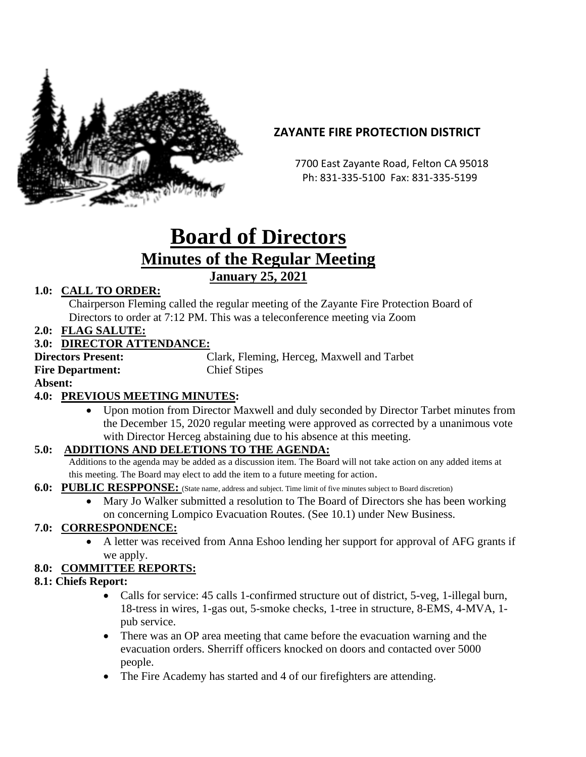**ZAYANTE FIRE PROTECTION DISTRICT**

7700 East Zayante Road, Felton CA 95018
Ph: 831-335-5100 Fax: 831-335-5199

# Board of Directors

## Minutes of the Regular Meeting

### January 25, 2021

**1.0: CALL TO ORDER:**

Chairperson Fleming called the regular meeting of the Zayante Fire Protection Board of Directors to order at 7:12 PM. This was a teleconference meeting via Zoom

**2.0: FLAG SALUTE:**

**3.0: DIRECTOR ATTENDANCE:**

**Directors Present:** Clark, Fleming, Herceg, Maxwell and Tarbet

**Fire Department:** Chief Stipes

**Absent:**

**4.0: PREVIOUS MEETING MINUTES:**

- Upon motion from Director Maxwell and duly seconded by Director Tarbet minutes from the December 15, 2020 regular meeting were approved as corrected by a unanimous vote with Director Herceg abstaining due to his absence at this meeting.

**5.0: ADDITIONS AND DELETIONS TO THE AGENDA:**

Additions to the agenda may be added as a discussion item. The Board will not take action on any added items at this meeting. The Board may elect to add the item to a future meeting for action.

**6.0: PUBLIC RESPPONSE:** (State name, address and subject. Time limit of five minutes subject to Board discretion)

- Mary Jo Walker submitted a resolution to The Board of Directors she has been working on concerning Lompico Evacuation Routes. (See 10.1) under New Business.

**7.0: CORRESPONDENCE:**

- A letter was received from Anna Eshoo lending her support for approval of AFG grants if we apply.

**8.0: COMMITTEE REPORTS:**

**8.1: Chiefs Report:**

- Calls for service: 45 calls 1-confirmed structure out of district, 5-veg, 1-illegal burn, 18-tress in wires, 1-gas out, 5-smoke checks, 1-tree in structure, 8-EMS, 4-MVA, 1-pub service.
- There was an OP area meeting that came before the evacuation warning and the evacuation orders. Sherriff officers knocked on doors and contacted over 5000 people.
- The Fire Academy has started and 4 of our firefighters are attending.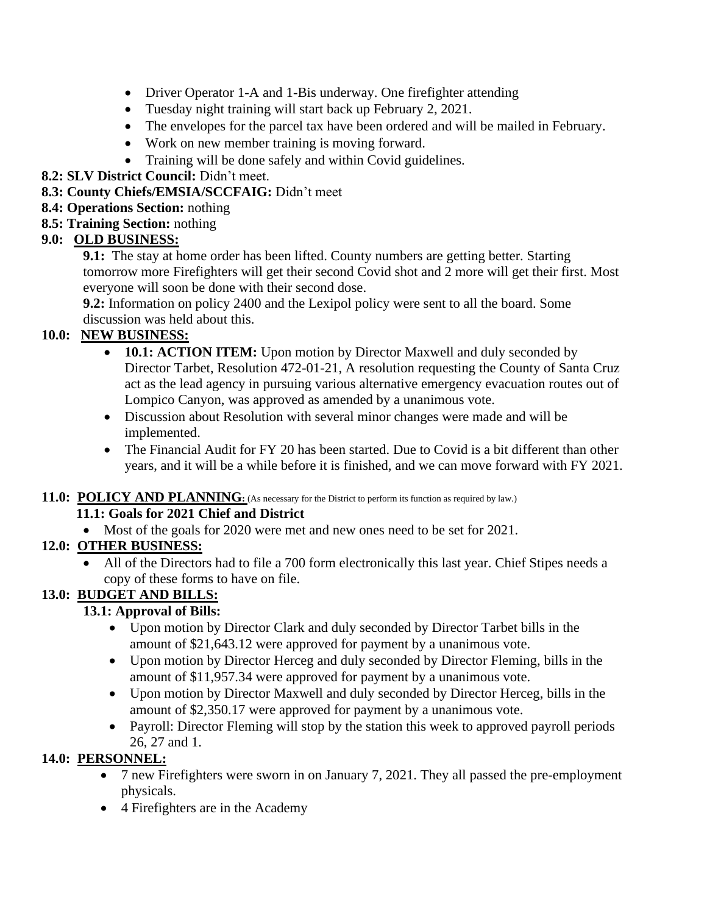- Driver Operator 1-A and 1-Bis underway. One firefighter attending
- Tuesday night training will start back up February 2, 2021.
- The envelopes for the parcel tax have been ordered and will be mailed in February.
- Work on new member training is moving forward.
- Training will be done safely and within Covid guidelines.

**8.2: SLV District Council:** Didn't meet.

**8.3: County Chiefs/EMSIA/SCCFAIG:** Didn't meet

**8.4: Operations Section:** nothing

**8.5: Training Section:** nothing

## 9.0: OLD BUSINESS:

**9.1:** The stay at home order has been lifted. County numbers are getting better. Starting tomorrow more Firefighters will get their second Covid shot and 2 more will get their first. Most everyone will soon be done with their second dose.

**9.2:** Information on policy 2400 and the Lexipol policy were sent to all the board. Some discussion was held about this.

## 10.0: NEW BUSINESS:

- **10.1: ACTION ITEM:** Upon motion by Director Maxwell and duly seconded by Director Tarbet, Resolution 472-01-21, A resolution requesting the County of Santa Cruz act as the lead agency in pursuing various alternative emergency evacuation routes out of Lompico Canyon, was approved as amended by a unanimous vote.
- Discussion about Resolution with several minor changes were made and will be implemented.
- The Financial Audit for FY 20 has been started. Due to Covid is a bit different than other years, and it will be a while before it is finished, and we can move forward with FY 2021.

## 11.0: POLICY AND PLANNING: (As necessary for the District to perform its function as required by law.)

### 11.1: Goals for 2021 Chief and District

- Most of the goals for 2020 were met and new ones need to be set for 2021.

## 12.0: OTHER BUSINESS:

- All of the Directors had to file a 700 form electronically this last year. Chief Stipes needs a copy of these forms to have on file.

## 13.0: BUDGET AND BILLS:

### 13.1: Approval of Bills:

- Upon motion by Director Clark and duly seconded by Director Tarbet bills in the amount of $21,643.12 were approved for payment by a unanimous vote.
- Upon motion by Director Herceg and duly seconded by Director Fleming, bills in the amount of $11,957.34 were approved for payment by a unanimous vote.
- Upon motion by Director Maxwell and duly seconded by Director Herceg, bills in the amount of $2,350.17 were approved for payment by a unanimous vote.
- Payroll: Director Fleming will stop by the station this week to approved payroll periods 26, 27 and 1.

## 14.0: PERSONNEL:

- 7 new Firefighters were sworn in on January 7, 2021. They all passed the pre-employment physicals.
- 4 Firefighters are in the Academy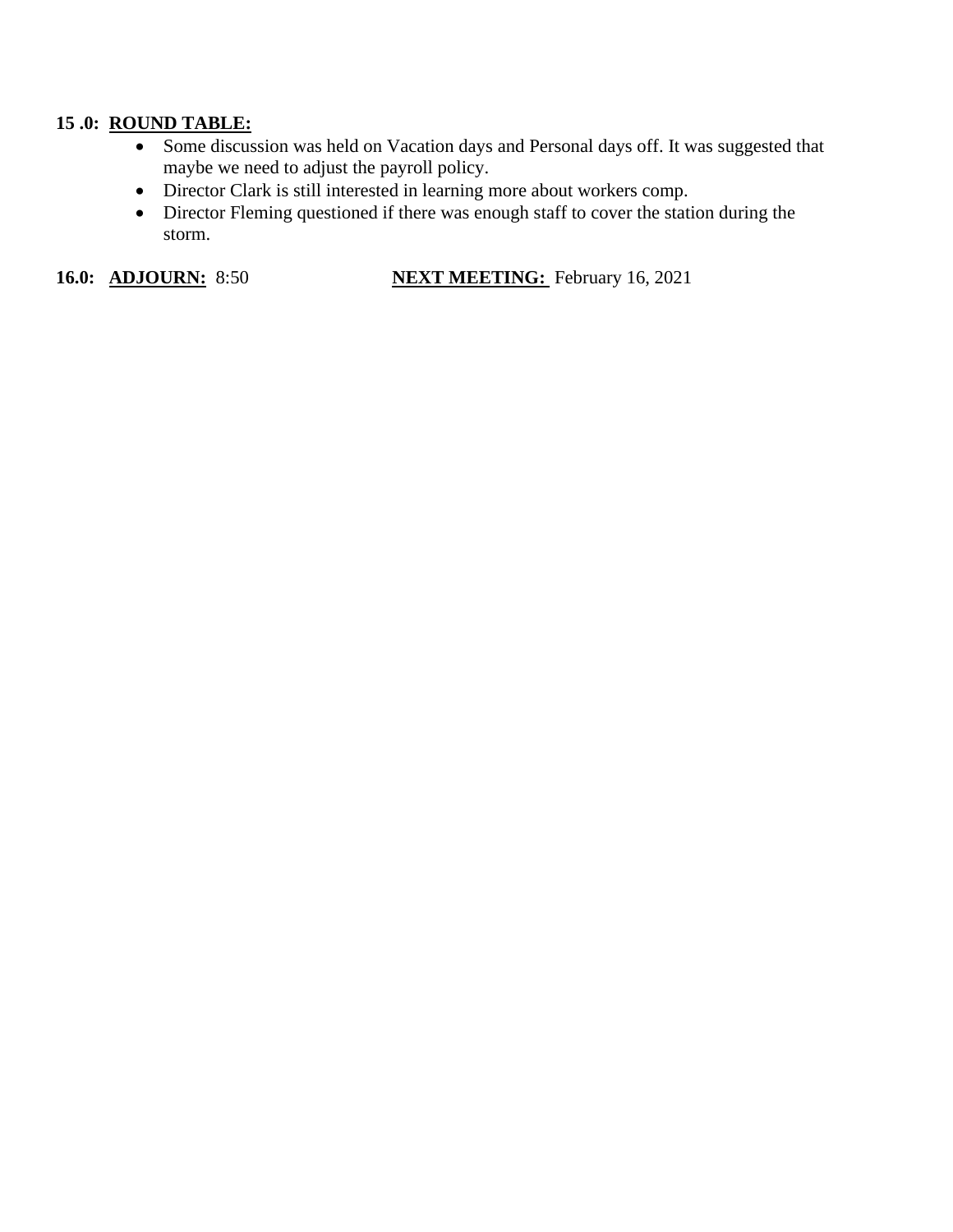**15 .0: ROUND TABLE:**

- Some discussion was held on Vacation days and Personal days off. It was suggested that maybe we need to adjust the payroll policy.
- Director Clark is still interested in learning more about workers comp.
- Director Fleming questioned if there was enough staff to cover the station during the storm.

**16.0: ADJOURN:** 8:50 **NEXT MEETING:** February 16, 2021